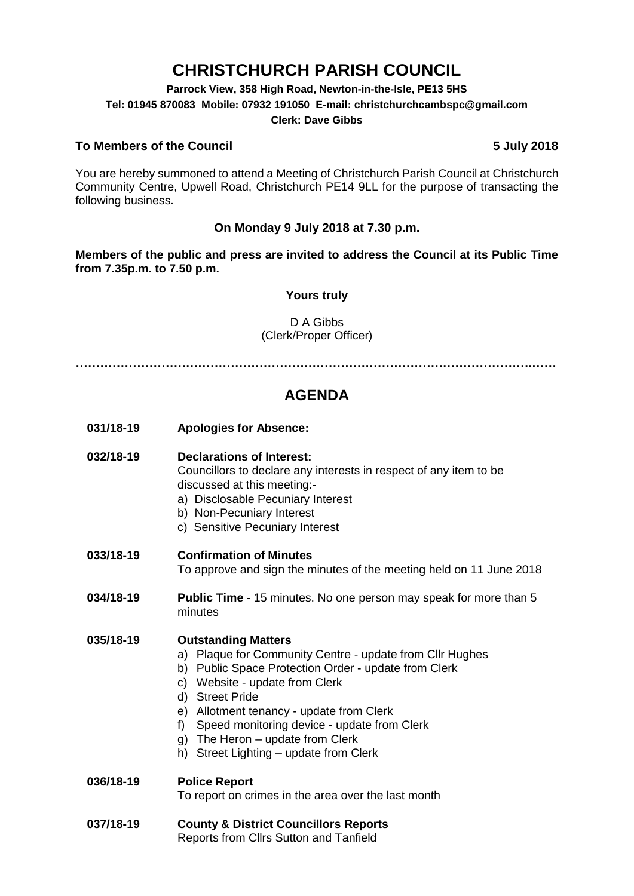# CHRISTCHURCH PARISH COUNCIL

**Parrock View, 358 High Road, Newton-in-the-Isle, PE13 5HS**

**Tel: 01945 870083 Mobile: 07932 191050 E-mail: christchurchcambspc@gmail.com**

**Clerk: Dave Gibbs**

**To Members of the Council** **5 July 2018**

You are hereby summoned to attend a Meeting of Christchurch Parish Council at Christchurch Community Centre, Upwell Road, Christchurch PE14 9LL for the purpose of transacting the following business.

**On Monday 9 July 2018 at 7.30 p.m.**

**Members of the public and press are invited to address the Council at its Public Time from 7.35p.m. to 7.50 p.m.**

**Yours truly**

D A Gibbs
(Clerk/Proper Officer)

…………………………………………………………………………………………………………

## AGENDA

**031/18-19** **Apologies for Absence:**

**032/18-19** **Declarations of Interest:**
Councillors to declare any interests in respect of any item to be discussed at this meeting:-

a) Disclosable Pecuniary Interest
b) Non-Pecuniary Interest
c) Sensitive Pecuniary Interest

**033/18-19** **Confirmation of Minutes**
To approve and sign the minutes of the meeting held on 11 June 2018

**034/18-19** **Public Time** - 15 minutes. No one person may speak for more than 5 minutes

**035/18-19** **Outstanding Matters**

a) Plaque for Community Centre - update from Cllr Hughes
b) Public Space Protection Order - update from Clerk
c) Website - update from Clerk
d) Street Pride
e) Allotment tenancy - update from Clerk
f) Speed monitoring device - update from Clerk
g) The Heron – update from Clerk
h) Street Lighting – update from Clerk

**036/18-19** **Police Report**
To report on crimes in the area over the last month

**037/18-19** **County & District Councillors Reports**
Reports from Cllrs Sutton and Tanfield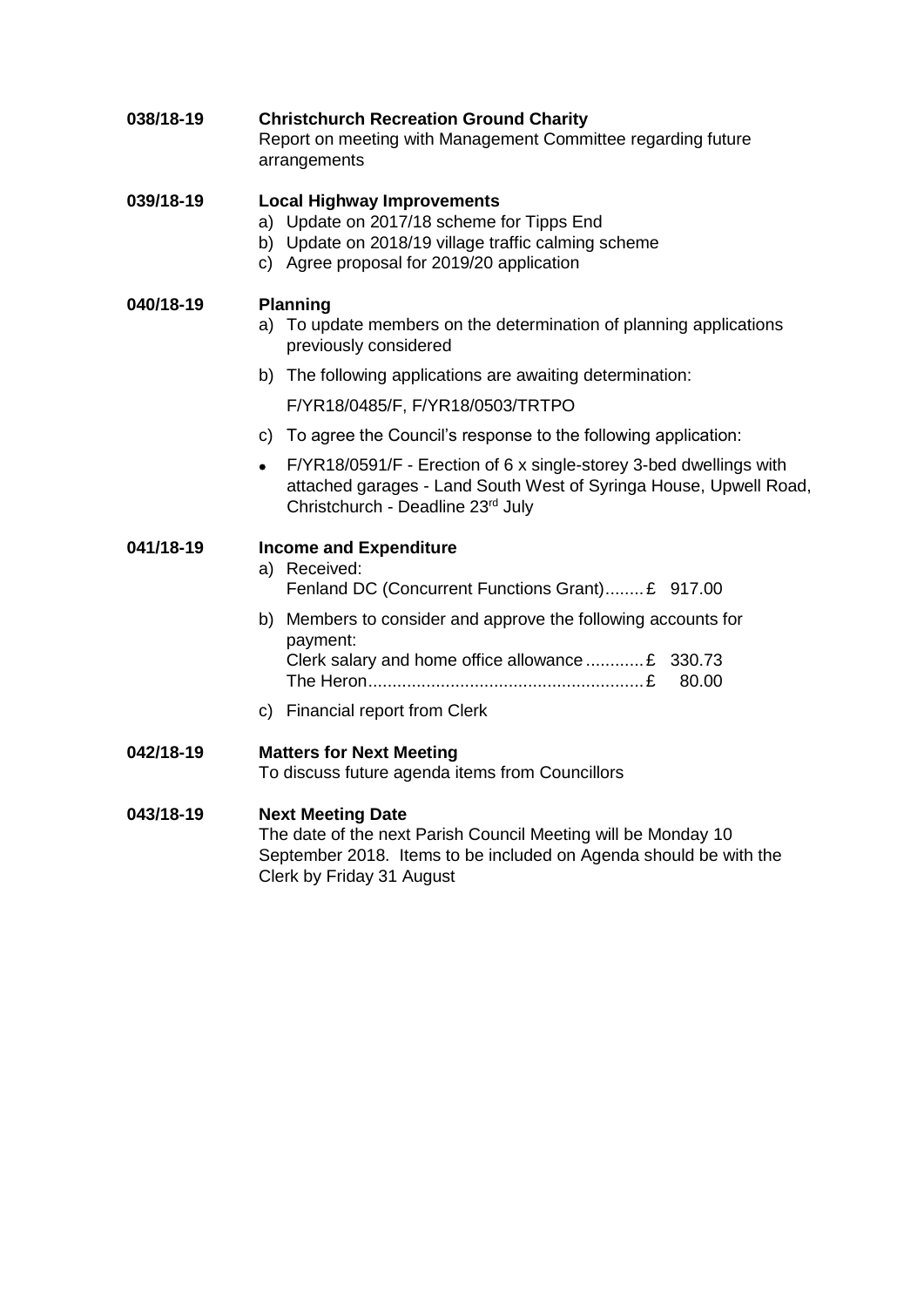**038/18-19** **Christchurch Recreation Ground Charity**
Report on meeting with Management Committee regarding future arrangements

**039/18-19** **Local Highway Improvements**

a) Update on 2017/18 scheme for Tipps End
b) Update on 2018/19 village traffic calming scheme
c) Agree proposal for 2019/20 application

**040/18-19** **Planning**

a) To update members on the determination of planning applications previously considered
b) The following applications are awaiting determination:

   F/YR18/0485/F, F/YR18/0503/TRTPO

c) To agree the Council's response to the following application:

- F/YR18/0591/F - Erection of 6 x single-storey 3-bed dwellings with attached garages - Land South West of Syringa House, Upwell Road, Christchurch - Deadline 23rd July

**041/18-19** **Income and Expenditure**

a) Received:
   Fenland DC (Concurrent Functions Grant)........£ 917.00
b) Members to consider and approve the following accounts for payment:
   Clerk salary and home office allowance ............£ 330.73
   The Heron........................................................£ 80.00
c) Financial report from Clerk

**042/18-19** **Matters for Next Meeting**
To discuss future agenda items from Councillors

**043/18-19** **Next Meeting Date**
The date of the next Parish Council Meeting will be Monday 10 September 2018. Items to be included on Agenda should be with the Clerk by Friday 31 August